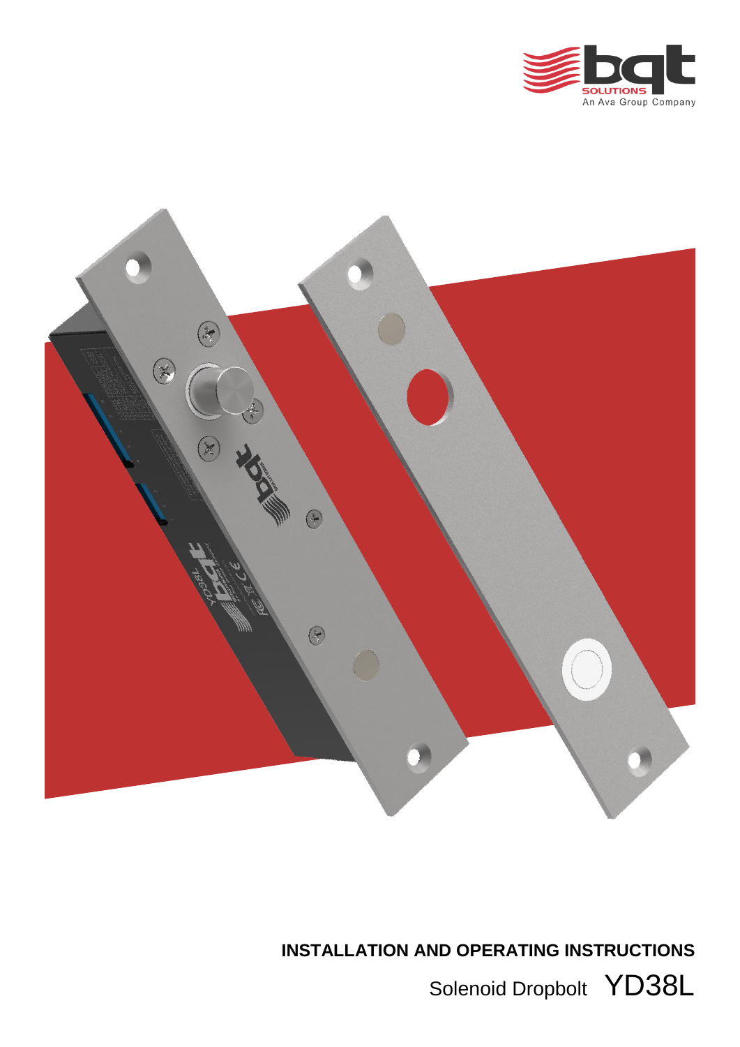bqt SOLUTIONS
An Ava Group Company

**INSTALLATION AND OPERATING INSTRUCTIONS**

Solenoid Dropbolt YD38L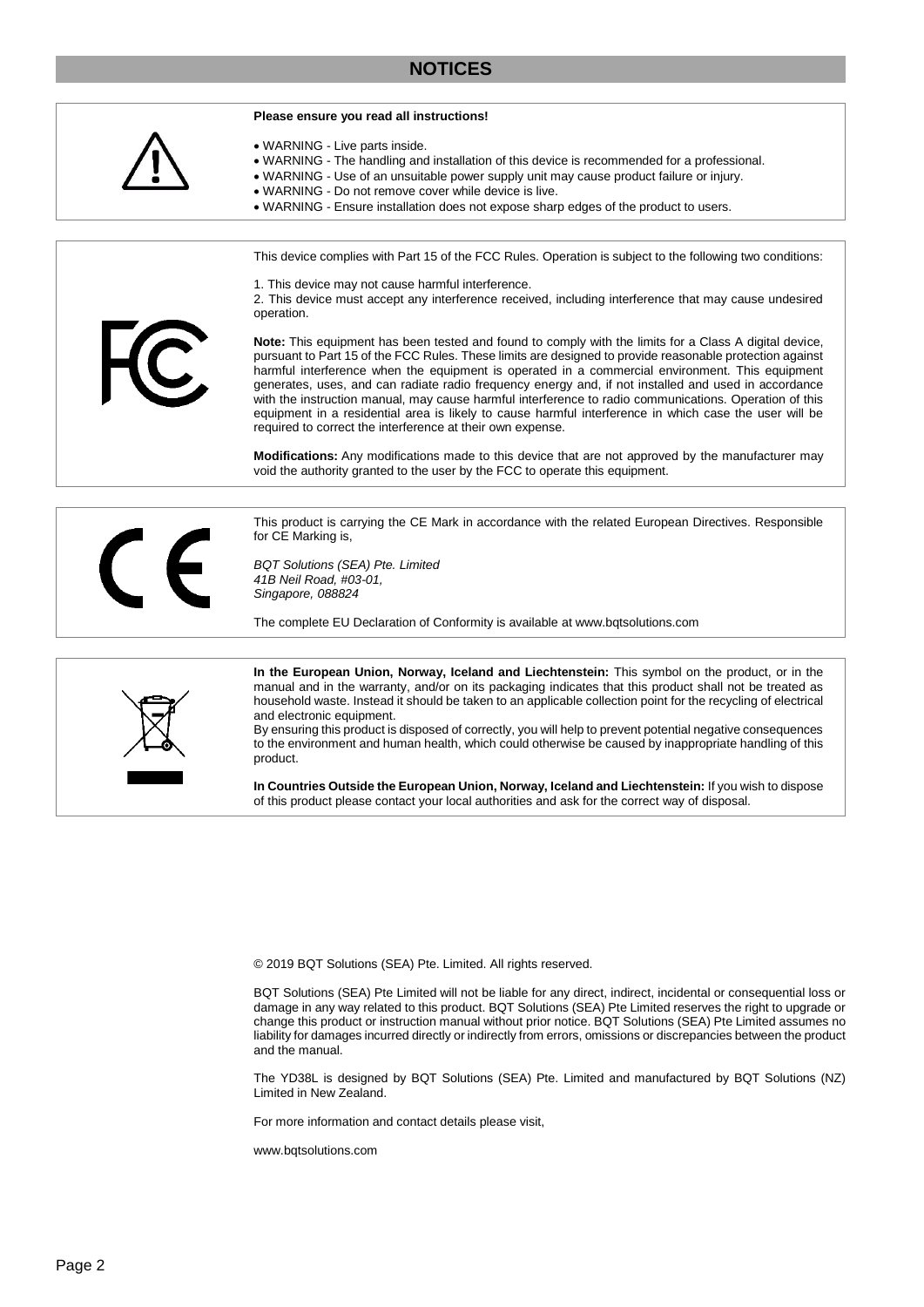# NOTICES

**Please ensure you read all instructions!**

- WARNING - Live parts inside.
- WARNING - The handling and installation of this device is recommended for a professional.
- WARNING - Use of an unsuitable power supply unit may cause product failure or injury.
- WARNING - Do not remove cover while device is live.
- WARNING - Ensure installation does not expose sharp edges of the product to users.

This device complies with Part 15 of the FCC Rules. Operation is subject to the following two conditions:

1. This device may not cause harmful interference.
2. This device must accept any interference received, including interference that may cause undesired operation.

**Note:** This equipment has been tested and found to comply with the limits for a Class A digital device, pursuant to Part 15 of the FCC Rules. These limits are designed to provide reasonable protection against harmful interference when the equipment is operated in a commercial environment. This equipment generates, uses, and can radiate radio frequency energy and, if not installed and used in accordance with the instruction manual, may cause harmful interference to radio communications. Operation of this equipment in a residential area is likely to cause harmful interference in which case the user will be required to correct the interference at their own expense.

**Modifications:** Any modifications made to this device that are not approved by the manufacturer may void the authority granted to the user by the FCC to operate this equipment.

This product is carrying the CE Mark in accordance with the related European Directives. Responsible for CE Marking is,

*BQT Solutions (SEA) Pte. Limited*
*41B Neil Road, #03-01,*
*Singapore, 088824*

The complete EU Declaration of Conformity is available at www.bqtsolutions.com

**In the European Union, Norway, Iceland and Liechtenstein:** This symbol on the product, or in the manual and in the warranty, and/or on its packaging indicates that this product shall not be treated as household waste. Instead it should be taken to an applicable collection point for the recycling of electrical and electronic equipment.
By ensuring this product is disposed of correctly, you will help to prevent potential negative consequences to the environment and human health, which could otherwise be caused by inappropriate handling of this product.

**In Countries Outside the European Union, Norway, Iceland and Liechtenstein:** If you wish to dispose of this product please contact your local authorities and ask for the correct way of disposal.

© 2019 BQT Solutions (SEA) Pte. Limited. All rights reserved.

BQT Solutions (SEA) Pte Limited will not be liable for any direct, indirect, incidental or consequential loss or damage in any way related to this product. BQT Solutions (SEA) Pte Limited reserves the right to upgrade or change this product or instruction manual without prior notice. BQT Solutions (SEA) Pte Limited assumes no liability for damages incurred directly or indirectly from errors, omissions or discrepancies between the product and the manual.

The YD38L is designed by BQT Solutions (SEA) Pte. Limited and manufactured by BQT Solutions (NZ) Limited in New Zealand.

For more information and contact details please visit,

www.bqtsolutions.com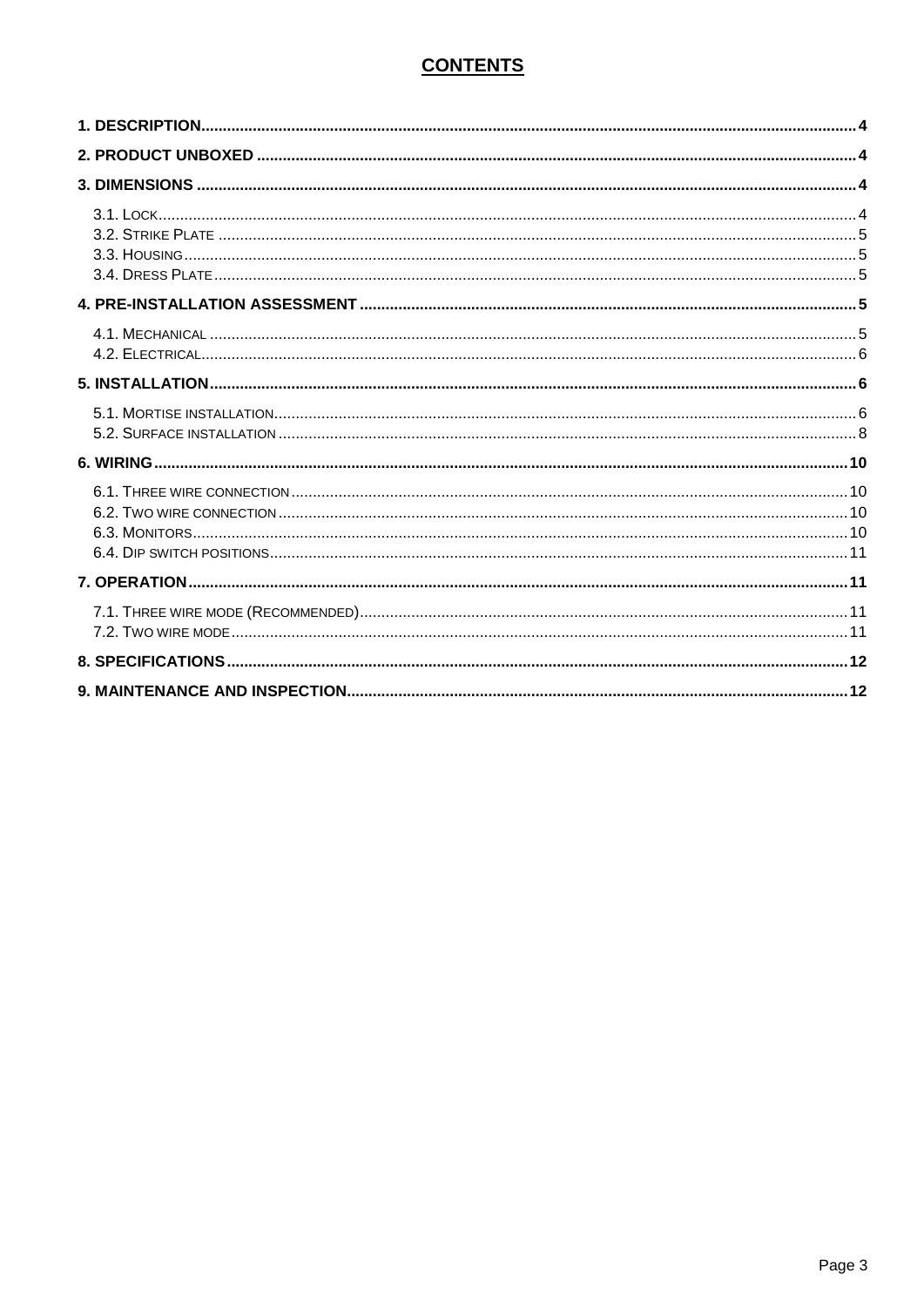# CONTENTS

**1. DESCRIPTION** .......... **4**

**2. PRODUCT UNBOXED** .......... **4**

**3. DIMENSIONS** .......... **4**

- 3.1. LOCK .......... 4
- 3.2. STRIKE PLATE .......... 5
- 3.3. HOUSING .......... 5
- 3.4. DRESS PLATE .......... 5

**4. PRE-INSTALLATION ASSESSMENT** .......... **5**

- 4.1. MECHANICAL .......... 5
- 4.2. ELECTRICAL .......... 6

**5. INSTALLATION** .......... **6**

- 5.1. MORTISE INSTALLATION .......... 6
- 5.2. SURFACE INSTALLATION .......... 8

**6. WIRING** .......... **10**

- 6.1. THREE WIRE CONNECTION .......... 10
- 6.2. TWO WIRE CONNECTION .......... 10
- 6.3. MONITORS .......... 10
- 6.4. DIP SWITCH POSITIONS .......... 11

**7. OPERATION** .......... **11**

- 7.1. THREE WIRE MODE (RECOMMENDED) .......... 11
- 7.2. TWO WIRE MODE .......... 11

**8. SPECIFICATIONS** .......... **12**

**9. MAINTENANCE AND INSPECTION** .......... **12**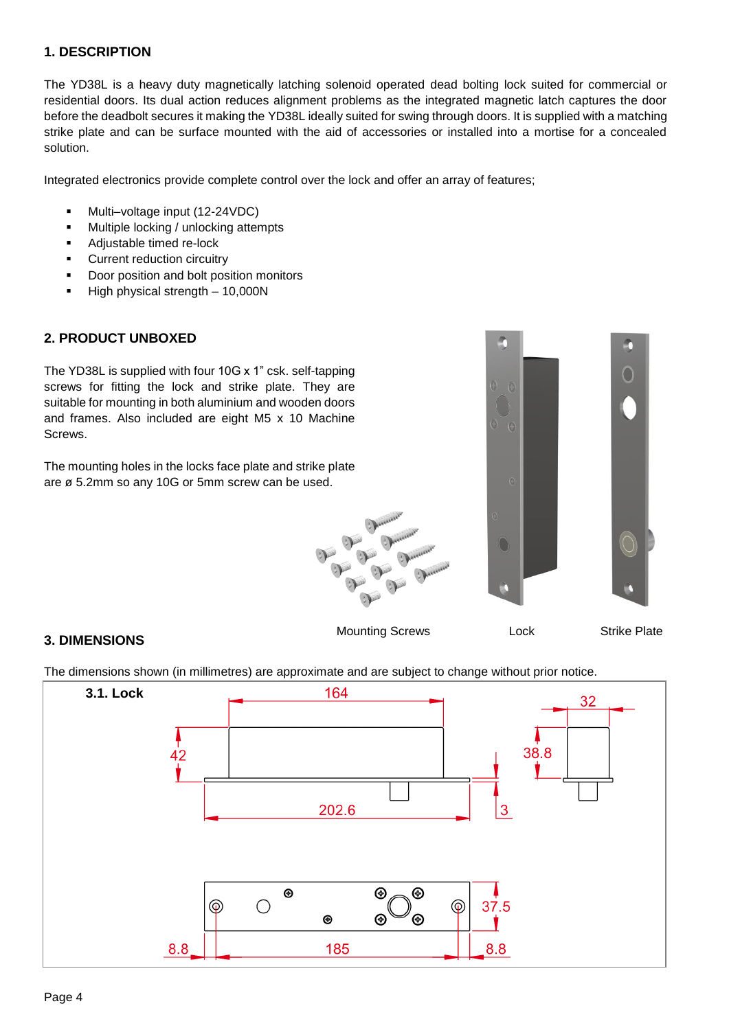## 1. DESCRIPTION

The YD38L is a heavy duty magnetically latching solenoid operated dead bolting lock suited for commercial or residential doors. Its dual action reduces alignment problems as the integrated magnetic latch captures the door before the deadbolt secures it making the YD38L ideally suited for swing through doors. It is supplied with a matching strike plate and can be surface mounted with the aid of accessories or installed into a mortise for a concealed solution.

Integrated electronics provide complete control over the lock and offer an array of features;

- Multi–voltage input (12-24VDC)
- Multiple locking / unlocking attempts
- Adjustable timed re-lock
- Current reduction circuitry
- Door position and bolt position monitors
- High physical strength – 10,000N

## 2. PRODUCT UNBOXED

The YD38L is supplied with four 10G x 1" csk. self-tapping screws for fitting the lock and strike plate. They are suitable for mounting in both aluminium and wooden doors and frames. Also included are eight M5 x 10 Machine Screws.

The mounting holes in the locks face plate and strike plate are ø 5.2mm so any 10G or 5mm screw can be used.

Mounting Screws    Lock    Strike Plate

## 3. DIMENSIONS

The dimensions shown (in millimetres) are approximate and are subject to change without prior notice.

**3.1. Lock**

164, 32, 42, 38.8, 202.6, 3, 37.5, 8.8, 185, 8.8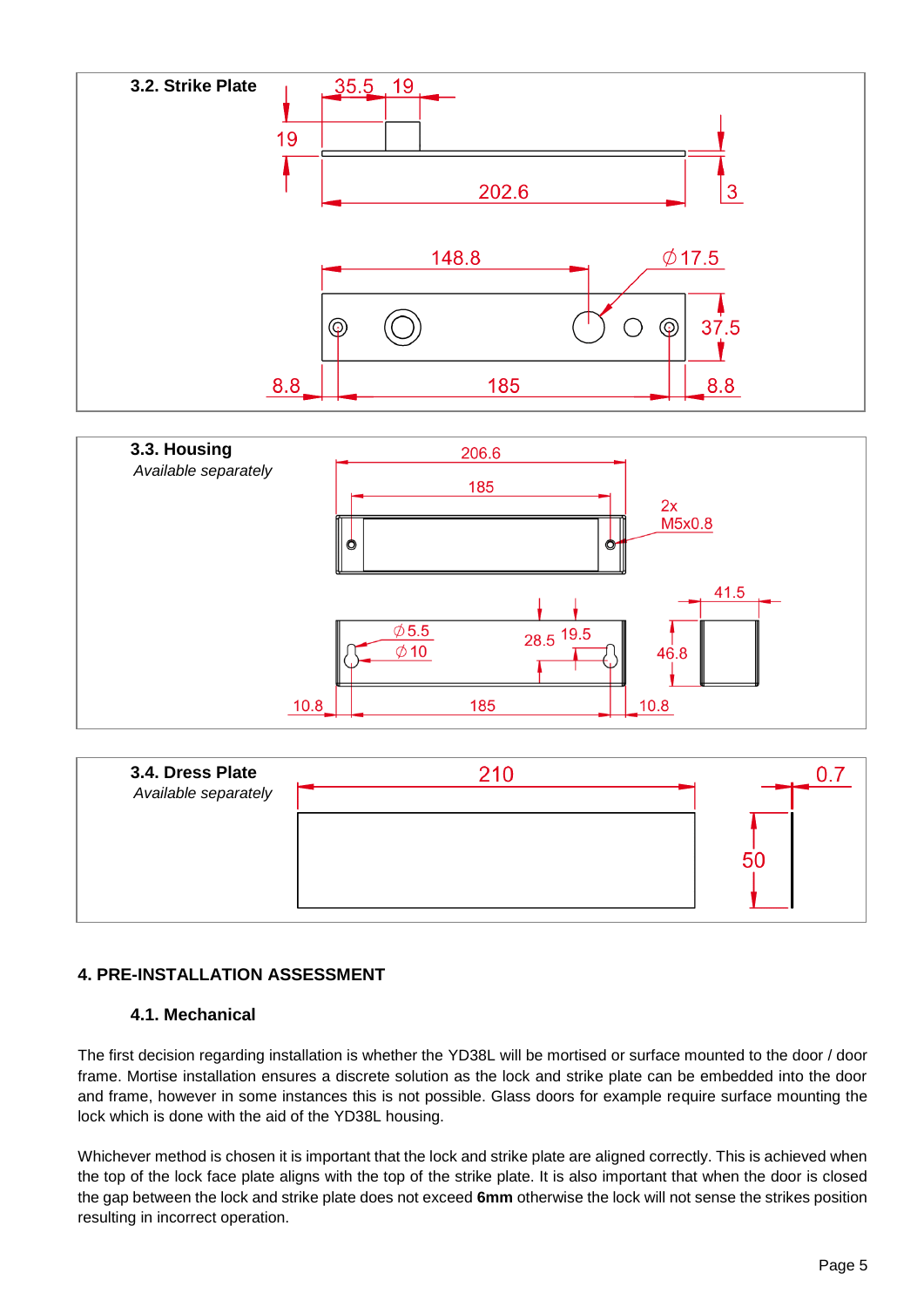### 3.2. Strike Plate

35.5 19

19

202.6

3

148.8

∅17.5

37.5

8.8 185 8.8

### 3.3. Housing

*Available separately*

206.6

185

2x M5x0.8

∅5.5

∅10

28.5 19.5

41.5

46.8

10.8 185 10.8

### 3.4. Dress Plate

*Available separately*

210

0.7

50

## 4. PRE-INSTALLATION ASSESSMENT

### 4.1. Mechanical

The first decision regarding installation is whether the YD38L will be mortised or surface mounted to the door / door frame. Mortise installation ensures a discrete solution as the lock and strike plate can be embedded into the door and frame, however in some instances this is not possible. Glass doors for example require surface mounting the lock which is done with the aid of the YD38L housing.

Whichever method is chosen it is important that the lock and strike plate are aligned correctly. This is achieved when the top of the lock face plate aligns with the top of the strike plate. It is also important that when the door is closed the gap between the lock and strike plate does not exceed **6mm** otherwise the lock will not sense the strikes position resulting in incorrect operation.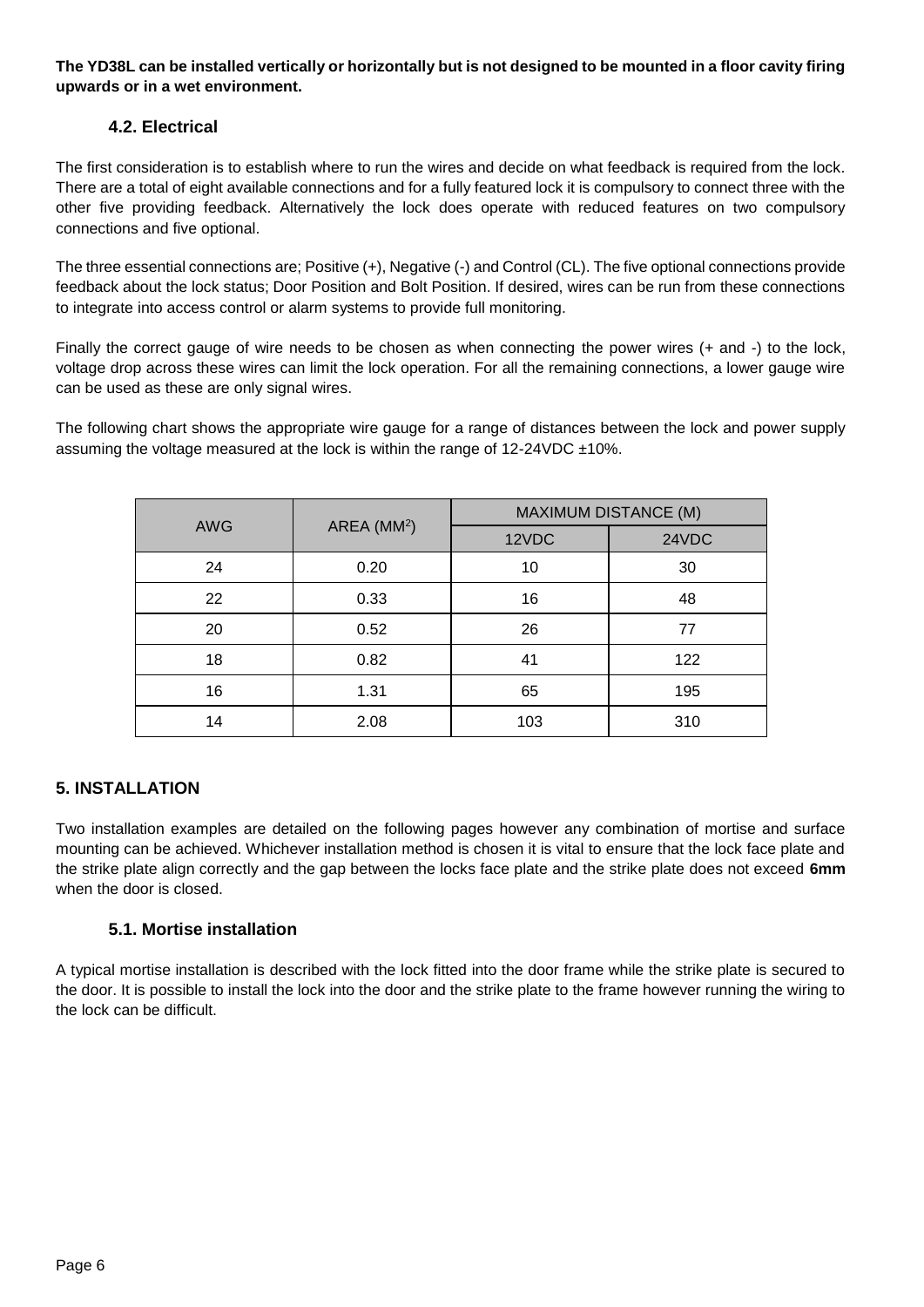**The YD38L can be installed vertically or horizontally but is not designed to be mounted in a floor cavity firing upwards or in a wet environment.**

### 4.2. Electrical

The first consideration is to establish where to run the wires and decide on what feedback is required from the lock. There are a total of eight available connections and for a fully featured lock it is compulsory to connect three with the other five providing feedback. Alternatively the lock does operate with reduced features on two compulsory connections and five optional.

The three essential connections are; Positive (+), Negative (-) and Control (CL). The five optional connections provide feedback about the lock status; Door Position and Bolt Position. If desired, wires can be run from these connections to integrate into access control or alarm systems to provide full monitoring.

Finally the correct gauge of wire needs to be chosen as when connecting the power wires (+ and -) to the lock, voltage drop across these wires can limit the lock operation. For all the remaining connections, a lower gauge wire can be used as these are only signal wires.

The following chart shows the appropriate wire gauge for a range of distances between the lock and power supply assuming the voltage measured at the lock is within the range of 12-24VDC ±10%.

| AWG | AREA ($MM^2$) | MAXIMUM DISTANCE (M) | |
|---|---|---|---|
| | | 12VDC | 24VDC |
| 24 | 0.20 | 10 | 30 |
| 22 | 0.33 | 16 | 48 |
| 20 | 0.52 | 26 | 77 |
| 18 | 0.82 | 41 | 122 |
| 16 | 1.31 | 65 | 195 |
| 14 | 2.08 | 103 | 310 |

## 5. INSTALLATION

Two installation examples are detailed on the following pages however any combination of mortise and surface mounting can be achieved. Whichever installation method is chosen it is vital to ensure that the lock face plate and the strike plate align correctly and the gap between the locks face plate and the strike plate does not exceed **6mm** when the door is closed.

### 5.1. Mortise installation

A typical mortise installation is described with the lock fitted into the door frame while the strike plate is secured to the door. It is possible to install the lock into the door and the strike plate to the frame however running the wiring to the lock can be difficult.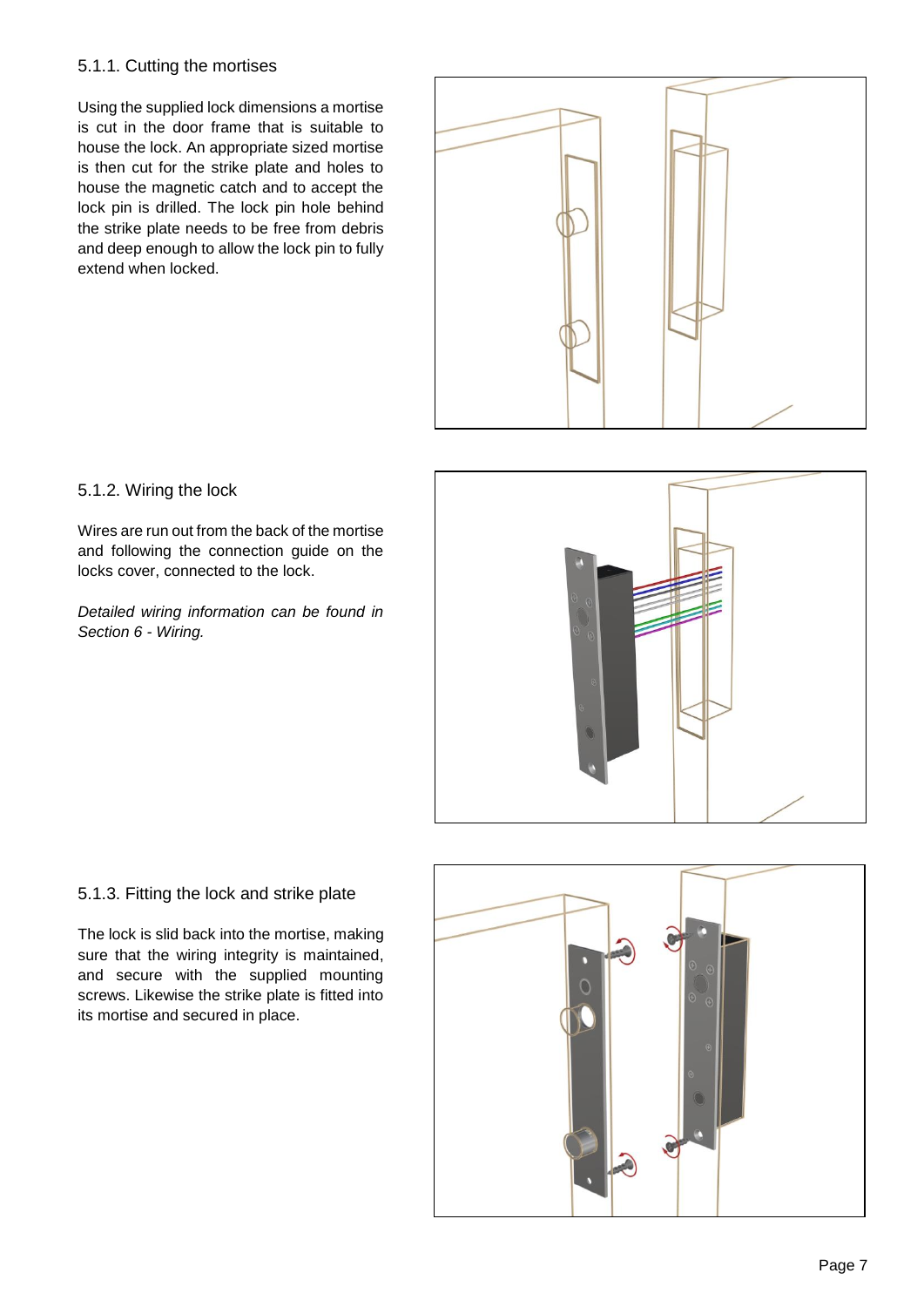### 5.1.1. Cutting the mortises

Using the supplied lock dimensions a mortise is cut in the door frame that is suitable to house the lock. An appropriate sized mortise is then cut for the strike plate and holes to house the magnetic catch and to accept the lock pin is drilled. The lock pin hole behind the strike plate needs to be free from debris and deep enough to allow the lock pin to fully extend when locked.

### 5.1.2. Wiring the lock

Wires are run out from the back of the mortise and following the connection guide on the locks cover, connected to the lock.

*Detailed wiring information can be found in Section 6 - Wiring.*

### 5.1.3. Fitting the lock and strike plate

The lock is slid back into the mortise, making sure that the wiring integrity is maintained, and secure with the supplied mounting screws. Likewise the strike plate is fitted into its mortise and secured in place.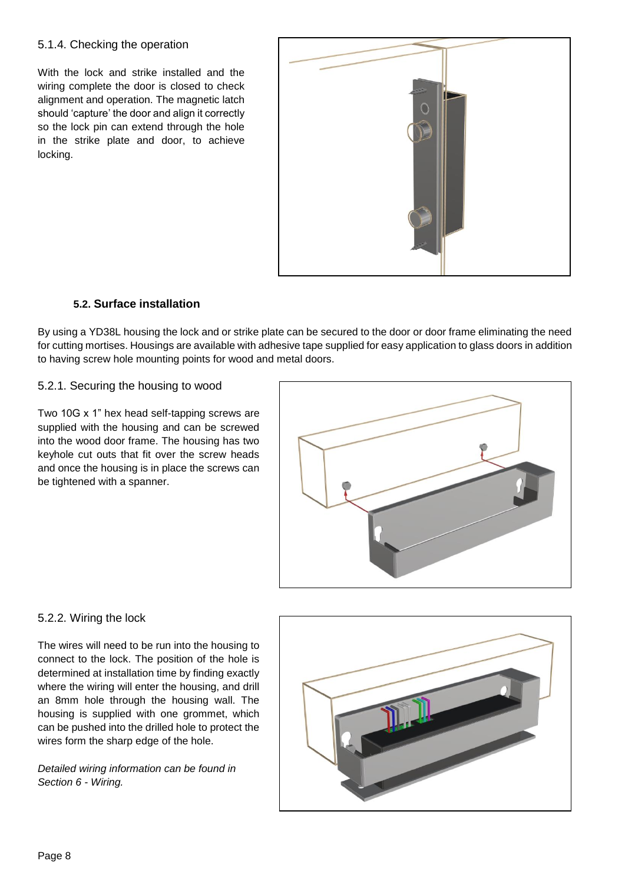### 5.1.4. Checking the operation

With the lock and strike installed and the wiring complete the door is closed to check alignment and operation. The magnetic latch should 'capture' the door and align it correctly so the lock pin can extend through the hole in the strike plate and door, to achieve locking.

## 5.2. Surface installation

By using a YD38L housing the lock and or strike plate can be secured to the door or door frame eliminating the need for cutting mortises. Housings are available with adhesive tape supplied for easy application to glass doors in addition to having screw hole mounting points for wood and metal doors.

### 5.2.1. Securing the housing to wood

Two 10G x 1" hex head self-tapping screws are supplied with the housing and can be screwed into the wood door frame. The housing has two keyhole cut outs that fit over the screw heads and once the housing is in place the screws can be tightened with a spanner.

### 5.2.2. Wiring the lock

The wires will need to be run into the housing to connect to the lock. The position of the hole is determined at installation time by finding exactly where the wiring will enter the housing, and drill an 8mm hole through the housing wall. The housing is supplied with one grommet, which can be pushed into the drilled hole to protect the wires form the sharp edge of the hole.

*Detailed wiring information can be found in Section 6 - Wiring.*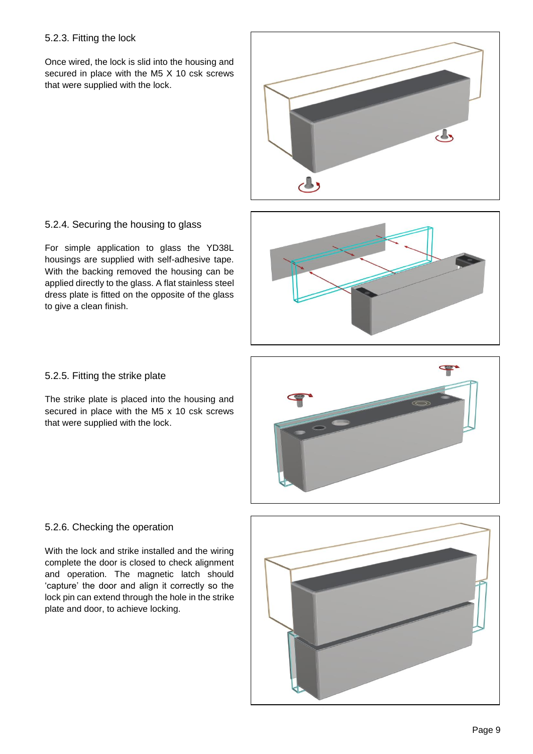### 5.2.3. Fitting the lock

Once wired, the lock is slid into the housing and secured in place with the M5 X 10 csk screws that were supplied with the lock.

### 5.2.4. Securing the housing to glass

For simple application to glass the YD38L housings are supplied with self-adhesive tape. With the backing removed the housing can be applied directly to the glass. A flat stainless steel dress plate is fitted on the opposite of the glass to give a clean finish.

### 5.2.5. Fitting the strike plate

The strike plate is placed into the housing and secured in place with the M5 x 10 csk screws that were supplied with the lock.

### 5.2.6. Checking the operation

With the lock and strike installed and the wiring complete the door is closed to check alignment and operation. The magnetic latch should 'capture' the door and align it correctly so the lock pin can extend through the hole in the strike plate and door, to achieve locking.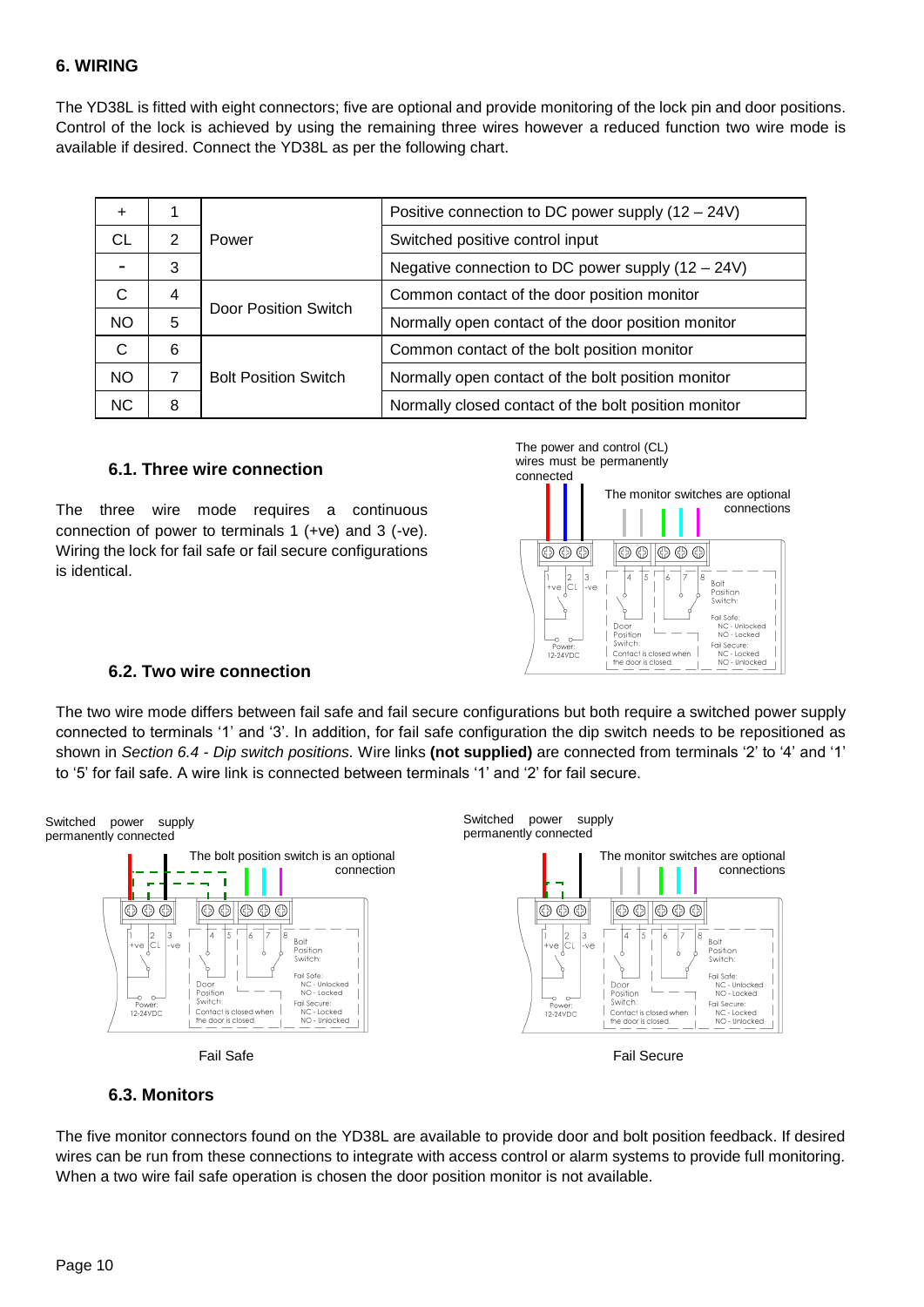## 6. WIRING

The YD38L is fitted with eight connectors; five are optional and provide monitoring of the lock pin and door positions. Control of the lock is achieved by using the remaining three wires however a reduced function two wire mode is available if desired. Connect the YD38L as per the following chart.

| | | | |
|---|---|---|---|
| + | 1 | Power | Positive connection to DC power supply (12 – 24V) |
| CL | 2 | | Switched positive control input |
| - | 3 | | Negative connection to DC power supply (12 – 24V) |
| C | 4 | Door Position Switch | Common contact of the door position monitor |
| NO | 5 | | Normally open contact of the door position monitor |
| C | 6 | Bolt Position Switch | Common contact of the bolt position monitor |
| NO | 7 | | Normally open contact of the bolt position monitor |
| NC | 8 | | Normally closed contact of the bolt position monitor |

### 6.1. Three wire connection

The three wire mode requires a continuous connection of power to terminals 1 (+ve) and 3 (-ve). Wiring the lock for fail safe or fail secure configurations is identical.

The power and control (CL) wires must be permanently connected

The monitor switches are optional connections

### 6.2. Two wire connection

The two wire mode differs between fail safe and fail secure configurations but both require a switched power supply connected to terminals '1' and '3'. In addition, for fail safe configuration the dip switch needs to be repositioned as shown in *Section 6.4 - Dip switch positions*. Wire links **(not supplied)** are connected from terminals '2' to '4' and '1' to '5' for fail safe. A wire link is connected between terminals '1' and '2' for fail secure.

Switched power supply permanently connected

The bolt position switch is an optional connection

Fail Safe

Switched power supply permanently connected

The monitor switches are optional connections

Fail Secure

### 6.3. Monitors

The five monitor connectors found on the YD38L are available to provide door and bolt position feedback. If desired wires can be run from these connections to integrate with access control or alarm systems to provide full monitoring. When a two wire fail safe operation is chosen the door position monitor is not available.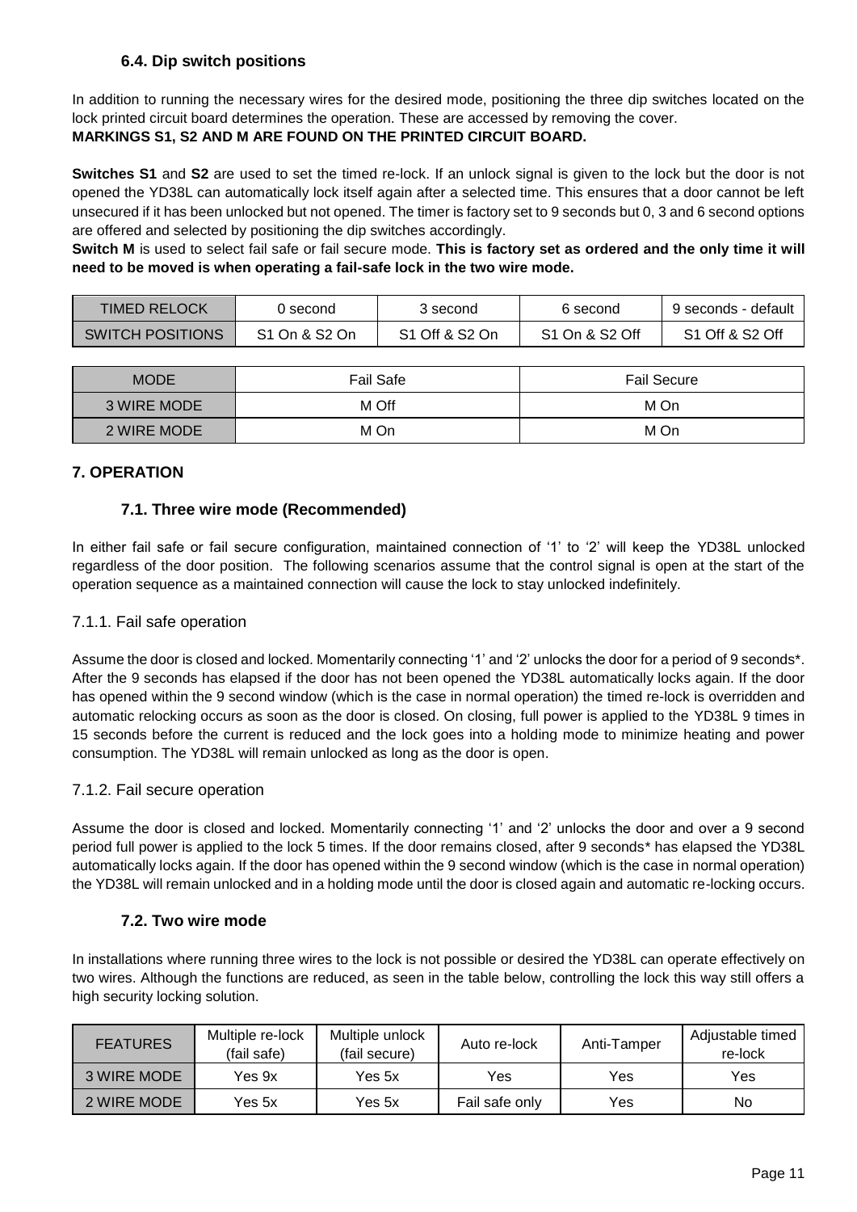### 6.4. Dip switch positions

In addition to running the necessary wires for the desired mode, positioning the three dip switches located on the lock printed circuit board determines the operation. These are accessed by removing the cover.
**MARKINGS S1, S2 AND M ARE FOUND ON THE PRINTED CIRCUIT BOARD.**

**Switches S1** and **S2** are used to set the timed re-lock. If an unlock signal is given to the lock but the door is not opened the YD38L can automatically lock itself again after a selected time. This ensures that a door cannot be left unsecured if it has been unlocked but not opened. The timer is factory set to 9 seconds but 0, 3 and 6 second options are offered and selected by positioning the dip switches accordingly.
**Switch M** is used to select fail safe or fail secure mode. **This is factory set as ordered and the only time it will need to be moved is when operating a fail-safe lock in the two wire mode.**

| TIMED RELOCK | 0 second | 3 second | 6 second | 9 seconds - default |
|---|---|---|---|---|
| SWITCH POSITIONS | S1 On & S2 On | S1 Off & S2 On | S1 On & S2 Off | S1 Off & S2 Off |

| MODE | Fail Safe | Fail Secure |
|---|---|---|
| 3 WIRE MODE | M Off | M On |
| 2 WIRE MODE | M On | M On |

## 7. OPERATION

### 7.1. Three wire mode (Recommended)

In either fail safe or fail secure configuration, maintained connection of '1' to '2' will keep the YD38L unlocked regardless of the door position. The following scenarios assume that the control signal is open at the start of the operation sequence as a maintained connection will cause the lock to stay unlocked indefinitely.

#### 7.1.1. Fail safe operation

Assume the door is closed and locked. Momentarily connecting '1' and '2' unlocks the door for a period of 9 seconds*. After the 9 seconds has elapsed if the door has not been opened the YD38L automatically locks again. If the door has opened within the 9 second window (which is the case in normal operation) the timed re-lock is overridden and automatic relocking occurs as soon as the door is closed. On closing, full power is applied to the YD38L 9 times in 15 seconds before the current is reduced and the lock goes into a holding mode to minimize heating and power consumption. The YD38L will remain unlocked as long as the door is open.

#### 7.1.2. Fail secure operation

Assume the door is closed and locked. Momentarily connecting '1' and '2' unlocks the door and over a 9 second period full power is applied to the lock 5 times. If the door remains closed, after 9 seconds* has elapsed the YD38L automatically locks again. If the door has opened within the 9 second window (which is the case in normal operation) the YD38L will remain unlocked and in a holding mode until the door is closed again and automatic re-locking occurs.

### 7.2. Two wire mode

In installations where running three wires to the lock is not possible or desired the YD38L can operate effectively on two wires. Although the functions are reduced, as seen in the table below, controlling the lock this way still offers a high security locking solution.

| FEATURES | Multiple re-lock (fail safe) | Multiple unlock (fail secure) | Auto re-lock | Anti-Tamper | Adjustable timed re-lock |
|---|---|---|---|---|---|
| 3 WIRE MODE | Yes 9x | Yes 5x | Yes | Yes | Yes |
| 2 WIRE MODE | Yes 5x | Yes 5x | Fail safe only | Yes | No |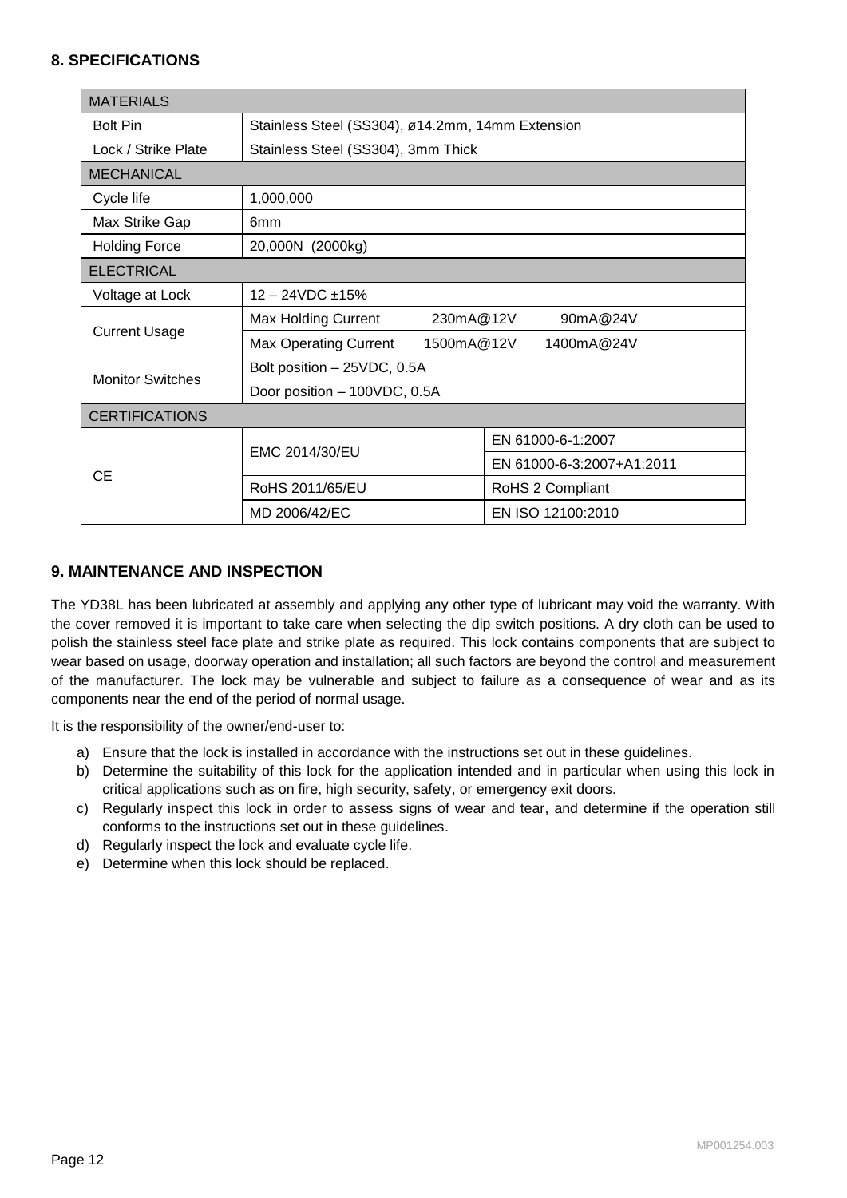## 8. SPECIFICATIONS

| | | | |
|---|---|---|---|
| MATERIALS | | | |
| Bolt Pin | Stainless Steel (SS304), ø14.2mm, 14mm Extension | | |
| Lock / Strike Plate | Stainless Steel (SS304), 3mm Thick | | |
| MECHANICAL | | | |
| Cycle life | 1,000,000 | | |
| Max Strike Gap | 6mm | | |
| Holding Force | 20,000N (2000kg) | | |
| ELECTRICAL | | | |
| Voltage at Lock | 12 – 24VDC ±15% | | |
| Current Usage | Max Holding Current | 230mA@12V | 90mA@24V |
| | Max Operating Current | 1500mA@12V | 1400mA@24V |
| Monitor Switches | Bolt position – 25VDC, 0.5A | | |
| | Door position – 100VDC, 0.5A | | |
| CERTIFICATIONS | | | |
| CE | EMC 2014/30/EU | EN 61000-6-1:2007 | |
| | | EN 61000-6-3:2007+A1:2011 | |
| | RoHS 2011/65/EU | RoHS 2 Compliant | |
| | MD 2006/42/EC | EN ISO 12100:2010 | |

## 9. MAINTENANCE AND INSPECTION

The YD38L has been lubricated at assembly and applying any other type of lubricant may void the warranty. With the cover removed it is important to take care when selecting the dip switch positions. A dry cloth can be used to polish the stainless steel face plate and strike plate as required. This lock contains components that are subject to wear based on usage, doorway operation and installation; all such factors are beyond the control and measurement of the manufacturer. The lock may be vulnerable and subject to failure as a consequence of wear and as its components near the end of the period of normal usage.

It is the responsibility of the owner/end-user to:

a) Ensure that the lock is installed in accordance with the instructions set out in these guidelines.
b) Determine the suitability of this lock for the application intended and in particular when using this lock in critical applications such as on fire, high security, safety, or emergency exit doors.
c) Regularly inspect this lock in order to assess signs of wear and tear, and determine if the operation still conforms to the instructions set out in these guidelines.
d) Regularly inspect the lock and evaluate cycle life.
e) Determine when this lock should be replaced.

MP001254.003